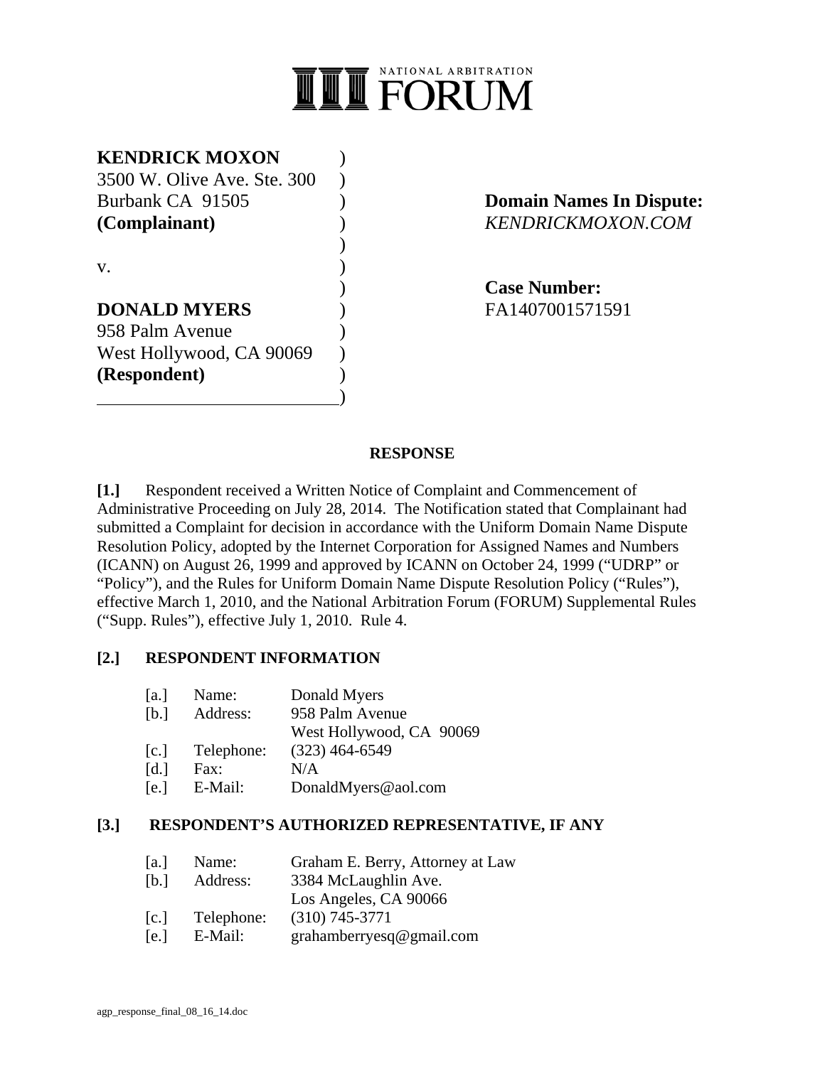NATIONAL ARBITRATION FORUM

**KENDRICK MOXON**
3500 W. Olive Ave. Ste. 300
Burbank CA 91505
**(Complainant)**

v.

**DONALD MYERS**
958 Palm Avenue
West Hollywood, CA 90069
**(Respondent)**

**Domain Names In Dispute:**
*KENDRICKMOXON.COM*

**Case Number:**
FA1407001571591

**RESPONSE**

**[1.]** Respondent received a Written Notice of Complaint and Commencement of Administrative Proceeding on July 28, 2014. The Notification stated that Complainant had submitted a Complaint for decision in accordance with the Uniform Domain Name Dispute Resolution Policy, adopted by the Internet Corporation for Assigned Names and Numbers (ICANN) on August 26, 1999 and approved by ICANN on October 24, 1999 ("UDRP" or "Policy"), and the Rules for Uniform Domain Name Dispute Resolution Policy ("Rules"), effective March 1, 2010, and the National Arbitration Forum (FORUM) Supplemental Rules ("Supp. Rules"), effective July 1, 2010. Rule 4.

**[2.] RESPONDENT INFORMATION**

[a.] Name: Donald Myers
[b.] Address: 958 Palm Avenue
West Hollywood, CA 90069
[c.] Telephone: (323) 464-6549
[d.] Fax: N/A
[e.] E-Mail: DonaldMyers@aol.com

**[3.] RESPONDENT'S AUTHORIZED REPRESENTATIVE, IF ANY**

[a.] Name: Graham E. Berry, Attorney at Law
[b.] Address: 3384 McLaughlin Ave.
Los Angeles, CA 90066
[c.] Telephone: (310) 745-3771
[e.] E-Mail: grahamberryesq@gmail.com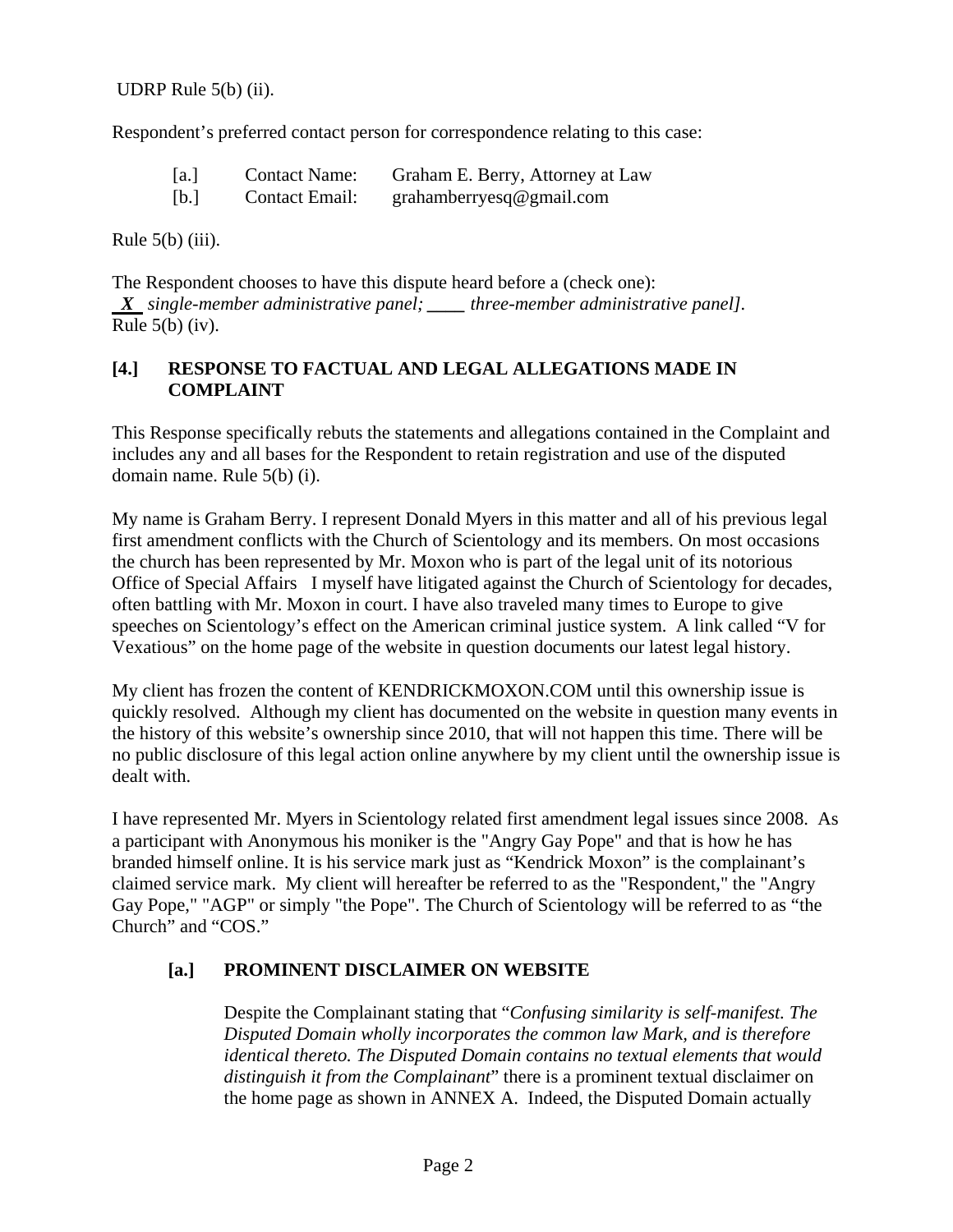UDRP Rule 5(b) (ii).

Respondent's preferred contact person for correspondence relating to this case:

[a.] Contact Name: Graham E. Berry, Attorney at Law
[b.] Contact Email: grahamberryesq@gmail.com

Rule 5(b) (iii).

The Respondent chooses to have this dispute heard before a (check one):
_**X**_ *single-member administrative panel;* ____ *three-member administrative panel].*
Rule 5(b) (iv).

## [4.] RESPONSE TO FACTUAL AND LEGAL ALLEGATIONS MADE IN COMPLAINT

This Response specifically rebuts the statements and allegations contained in the Complaint and includes any and all bases for the Respondent to retain registration and use of the disputed domain name. Rule 5(b) (i).

My name is Graham Berry. I represent Donald Myers in this matter and all of his previous legal first amendment conflicts with the Church of Scientology and its members. On most occasions the church has been represented by Mr. Moxon who is part of the legal unit of its notorious Office of Special Affairs I myself have litigated against the Church of Scientology for decades, often battling with Mr. Moxon in court. I have also traveled many times to Europe to give speeches on Scientology's effect on the American criminal justice system. A link called "V for Vexatious" on the home page of the website in question documents our latest legal history.

My client has frozen the content of KENDRICKMOXON.COM until this ownership issue is quickly resolved. Although my client has documented on the website in question many events in the history of this website's ownership since 2010, that will not happen this time. There will be no public disclosure of this legal action online anywhere by my client until the ownership issue is dealt with.

I have represented Mr. Myers in Scientology related first amendment legal issues since 2008. As a participant with Anonymous his moniker is the "Angry Gay Pope" and that is how he has branded himself online. It is his service mark just as "Kendrick Moxon" is the complainant's claimed service mark. My client will hereafter be referred to as the "Respondent," the "Angry Gay Pope," "AGP" or simply "the Pope". The Church of Scientology will be referred to as "the Church" and "COS."

### [a.] PROMINENT DISCLAIMER ON WEBSITE

Despite the Complainant stating that "*Confusing similarity is self-manifest. The Disputed Domain wholly incorporates the common law Mark, and is therefore identical thereto. The Disputed Domain contains no textual elements that would distinguish it from the Complainant*" there is a prominent textual disclaimer on the home page as shown in ANNEX A. Indeed, the Disputed Domain actually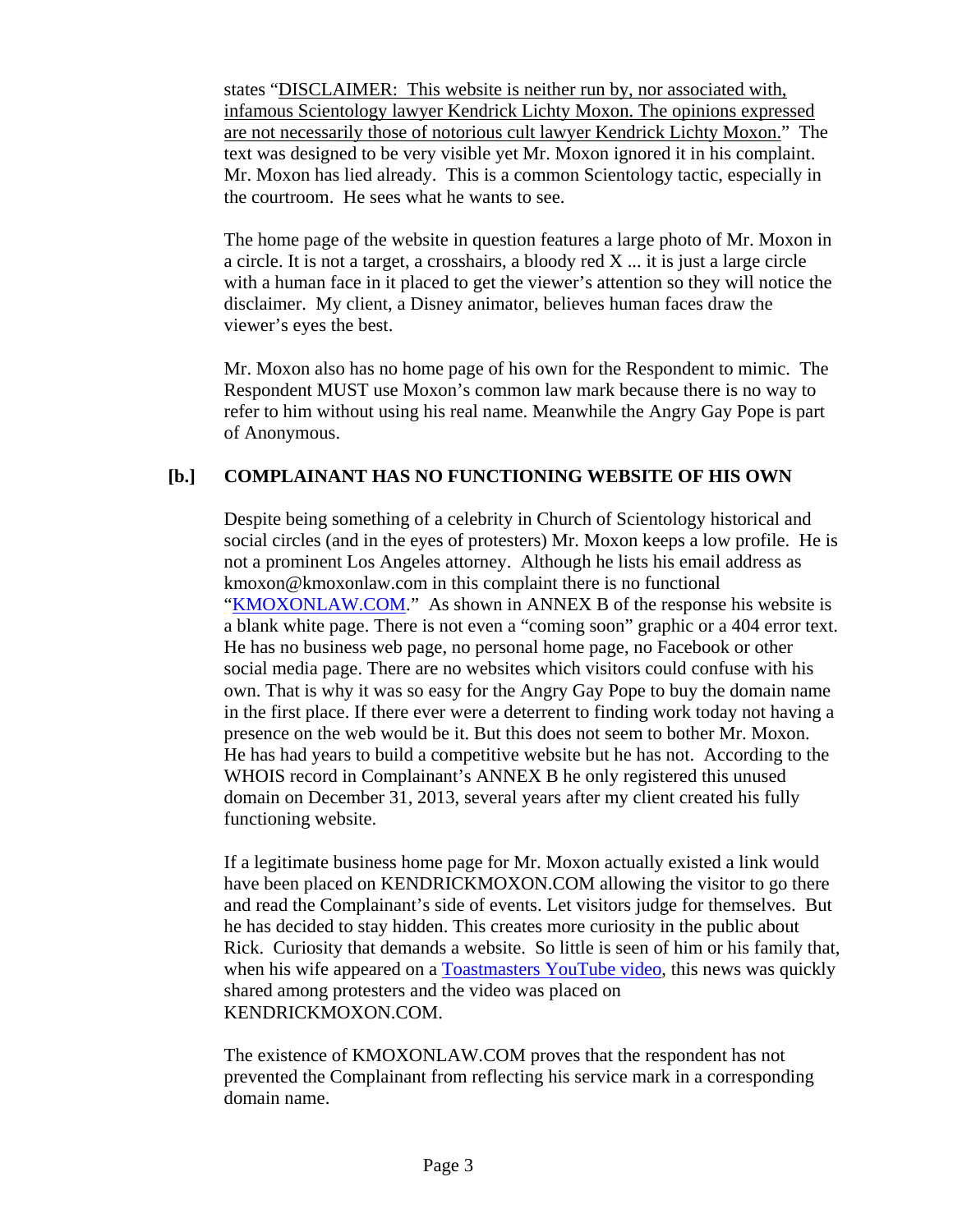states "DISCLAIMER: This website is neither run by, nor associated with, infamous Scientology lawyer Kendrick Lichty Moxon. The opinions expressed are not necessarily those of notorious cult lawyer Kendrick Lichty Moxon." The text was designed to be very visible yet Mr. Moxon ignored it in his complaint. Mr. Moxon has lied already. This is a common Scientology tactic, especially in the courtroom. He sees what he wants to see.

The home page of the website in question features a large photo of Mr. Moxon in a circle. It is not a target, a crosshairs, a bloody red X ... it is just a large circle with a human face in it placed to get the viewer's attention so they will notice the disclaimer. My client, a Disney animator, believes human faces draw the viewer's eyes the best.

Mr. Moxon also has no home page of his own for the Respondent to mimic. The Respondent MUST use Moxon's common law mark because there is no way to refer to him without using his real name. Meanwhile the Angry Gay Pope is part of Anonymous.

## [b.] COMPLAINANT HAS NO FUNCTIONING WEBSITE OF HIS OWN

Despite being something of a celebrity in Church of Scientology historical and social circles (and in the eyes of protesters) Mr. Moxon keeps a low profile. He is not a prominent Los Angeles attorney. Although he lists his email address as kmoxon@kmoxonlaw.com in this complaint there is no functional "KMOXONLAW.COM." As shown in ANNEX B of the response his website is a blank white page. There is not even a "coming soon" graphic or a 404 error text. He has no business web page, no personal home page, no Facebook or other social media page. There are no websites which visitors could confuse with his own. That is why it was so easy for the Angry Gay Pope to buy the domain name in the first place. If there ever were a deterrent to finding work today not having a presence on the web would be it. But this does not seem to bother Mr. Moxon. He has had years to build a competitive website but he has not. According to the WHOIS record in Complainant's ANNEX B he only registered this unused domain on December 31, 2013, several years after my client created his fully functioning website.

If a legitimate business home page for Mr. Moxon actually existed a link would have been placed on KENDRICKMOXON.COM allowing the visitor to go there and read the Complainant's side of events. Let visitors judge for themselves. But he has decided to stay hidden. This creates more curiosity in the public about Rick. Curiosity that demands a website. So little is seen of him or his family that, when his wife appeared on a Toastmasters YouTube video, this news was quickly shared among protesters and the video was placed on KENDRICKMOXON.COM.

The existence of KMOXONLAW.COM proves that the respondent has not prevented the Complainant from reflecting his service mark in a corresponding domain name.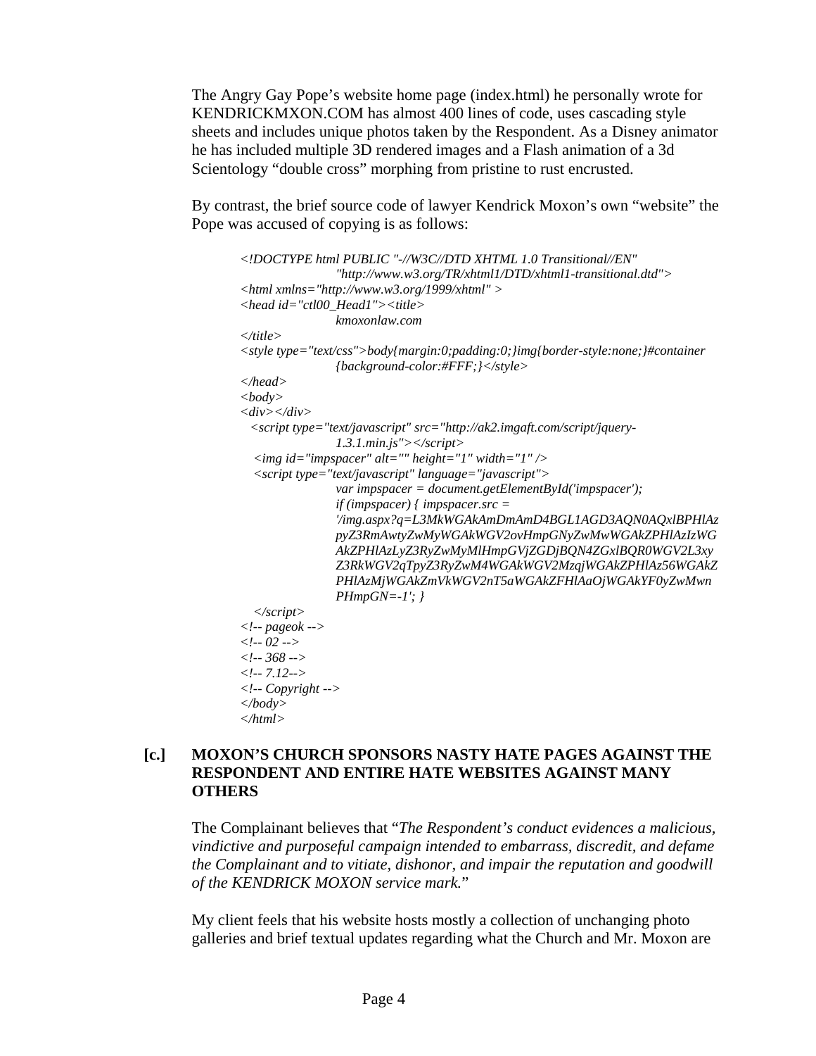The Angry Gay Pope's website home page (index.html) he personally wrote for KENDRICKMXON.COM has almost 400 lines of code, uses cascading style sheets and includes unique photos taken by the Respondent. As a Disney animator he has included multiple 3D rendered images and a Flash animation of a 3d Scientology "double cross" morphing from pristine to rust encrusted.

By contrast, the brief source code of lawyer Kendrick Moxon's own "website" the Pope was accused of copying is as follows:

```
<!DOCTYPE html PUBLIC "-//W3C//DTD XHTML 1.0 Transitional//EN"
        "http://www.w3.org/TR/xhtml1/DTD/xhtml1-transitional.dtd">
<html xmlns="http://www.w3.org/1999/xhtml" >
<head id="ctl00_Head1"><title>
        kmoxonlaw.com
</title>
<style type="text/css">body{margin:0;padding:0;}img{border-style:none;}#container
        {background-color:#FFF;}</style>
</head>
<body>
<div></div>
  <script type="text/javascript" src="http://ak2.imgaft.com/script/jquery-
        1.3.1.min.js"></script>
   <img id="impspacer" alt="" height="1" width="1" />
   <script type="text/javascript" language="javascript">
        var impspacer = document.getElementById('impspacer');
        if (impspacer) { impspacer.src =
        '/img.aspx?q=L3MkWGAkAmDmAmD4BGL1AGD3AQN0AQxlBPHlAz
        pyZ3RmAwtyZwMyWGAkWGV2ovHmpGNyZwMwWGAkZPHlAzIzWG
        AkZPHlAzLyZ3RyZwMyMlHmpGVjZGDjBQN4ZGxlBQR0WGV2L3xy
        Z3RkWGV2qTpyZ3RyZwM4WGAkWGV2MzqjWGAkZPHlAz56WGAkZ
        PHlAzMjWGAkZmVkWGV2nT5aWGAkZFHlAaOjWGAkYF0yZwMwn
        PHmpGN=-1'; }
   </script>
<!-- pageok -->
<!-- 02 -->
<!-- 368 -->
<!-- 7.12-->
<!-- Copyright -->
</body>
</html>
```

## [c.] MOXON'S CHURCH SPONSORS NASTY HATE PAGES AGAINST THE RESPONDENT AND ENTIRE HATE WEBSITES AGAINST MANY OTHERS

The Complainant believes that "*The Respondent's conduct evidences a malicious, vindictive and purposeful campaign intended to embarrass, discredit, and defame the Complainant and to vitiate, dishonor, and impair the reputation and goodwill of the KENDRICK MOXON service mark.*"

My client feels that his website hosts mostly a collection of unchanging photo galleries and brief textual updates regarding what the Church and Mr. Moxon are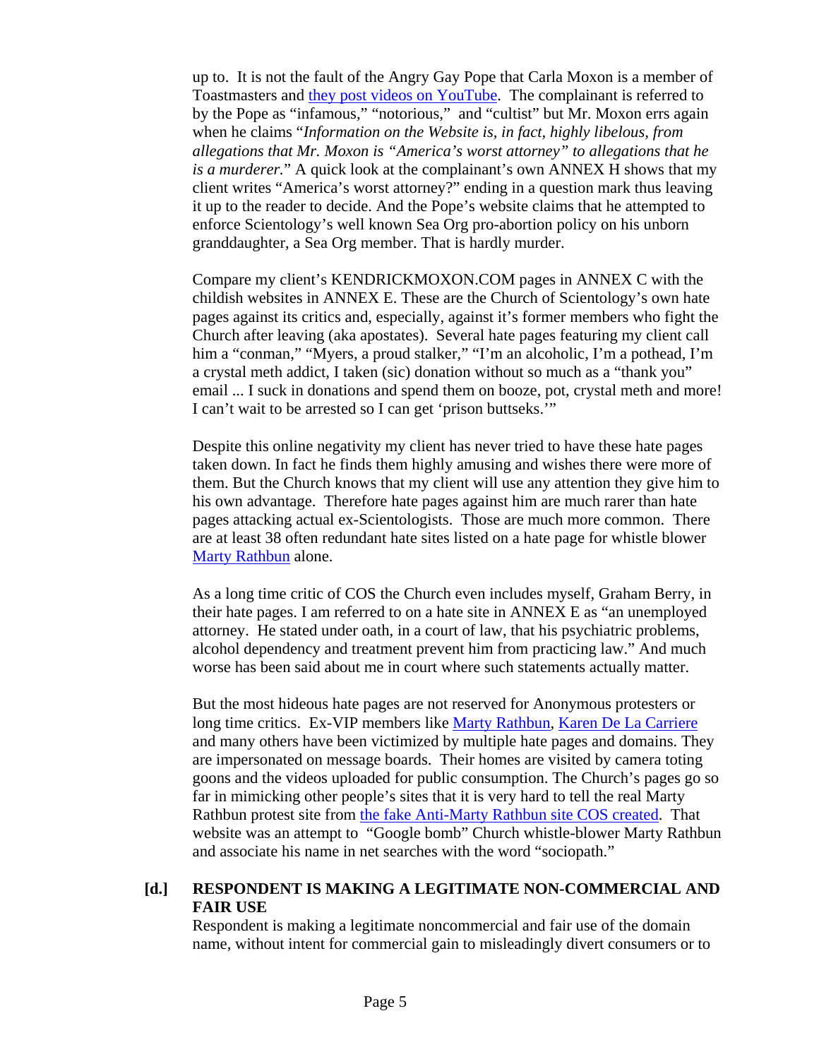up to. It is not the fault of the Angry Gay Pope that Carla Moxon is a member of Toastmasters and they post videos on YouTube. The complainant is referred to by the Pope as "infamous," "notorious," and "cultist" but Mr. Moxon errs again when he claims "*Information on the Website is, in fact, highly libelous, from allegations that Mr. Moxon is "America's worst attorney" to allegations that he is a murderer.*" A quick look at the complainant's own ANNEX H shows that my client writes "America's worst attorney?" ending in a question mark thus leaving it up to the reader to decide. And the Pope's website claims that he attempted to enforce Scientology's well known Sea Org pro-abortion policy on his unborn granddaughter, a Sea Org member. That is hardly murder.

Compare my client's KENDRICKMOXON.COM pages in ANNEX C with the childish websites in ANNEX E. These are the Church of Scientology's own hate pages against its critics and, especially, against it's former members who fight the Church after leaving (aka apostates). Several hate pages featuring my client call him a "conman," "Myers, a proud stalker," "I'm an alcoholic, I'm a pothead, I'm a crystal meth addict, I taken (sic) donation without so much as a "thank you" email ... I suck in donations and spend them on booze, pot, crystal meth and more! I can't wait to be arrested so I can get 'prison buttseks.'"

Despite this online negativity my client has never tried to have these hate pages taken down. In fact he finds them highly amusing and wishes there were more of them. But the Church knows that my client will use any attention they give him to his own advantage. Therefore hate pages against him are much rarer than hate pages attacking actual ex-Scientologists. Those are much more common. There are at least 38 often redundant hate sites listed on a hate page for whistle blower Marty Rathbun alone.

As a long time critic of COS the Church even includes myself, Graham Berry, in their hate pages. I am referred to on a hate site in ANNEX E as "an unemployed attorney. He stated under oath, in a court of law, that his psychiatric problems, alcohol dependency and treatment prevent him from practicing law." And much worse has been said about me in court where such statements actually matter.

But the most hideous hate pages are not reserved for Anonymous protesters or long time critics. Ex-VIP members like Marty Rathbun, Karen De La Carriere and many others have been victimized by multiple hate pages and domains. They are impersonated on message boards. Their homes are visited by camera toting goons and the videos uploaded for public consumption. The Church's pages go so far in mimicking other people's sites that it is very hard to tell the real Marty Rathbun protest site from the fake Anti-Marty Rathbun site COS created. That website was an attempt to "Google bomb" Church whistle-blower Marty Rathbun and associate his name in net searches with the word "sociopath."

**[d.] RESPONDENT IS MAKING A LEGITIMATE NON-COMMERCIAL AND FAIR USE**

Respondent is making a legitimate noncommercial and fair use of the domain name, without intent for commercial gain to misleadingly divert consumers or to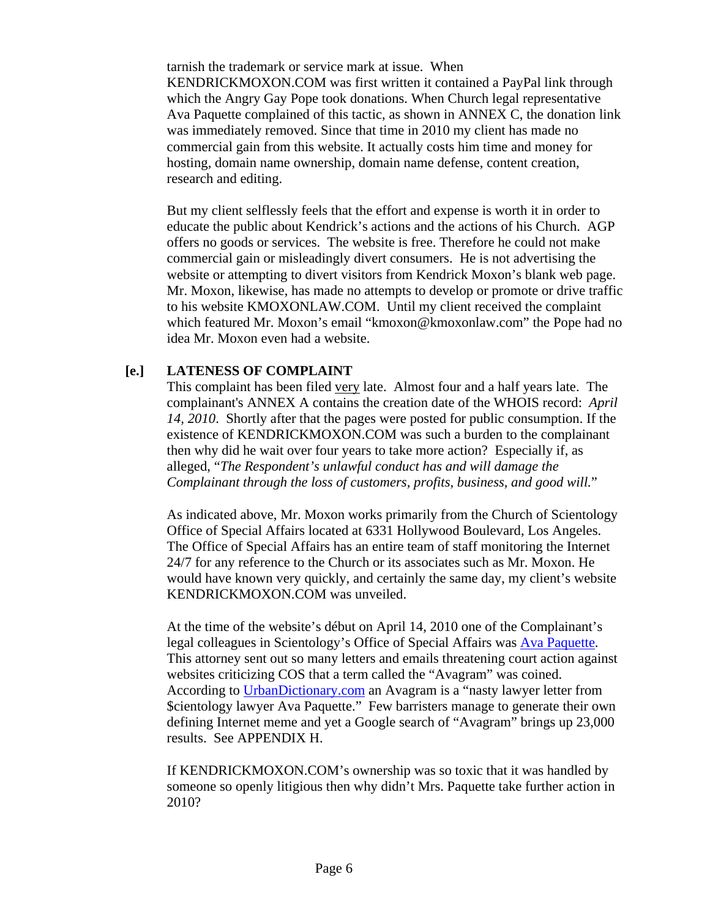tarnish the trademark or service mark at issue. When KENDRICKMOXON.COM was first written it contained a PayPal link through which the Angry Gay Pope took donations. When Church legal representative Ava Paquette complained of this tactic, as shown in ANNEX C, the donation link was immediately removed. Since that time in 2010 my client has made no commercial gain from this website. It actually costs him time and money for hosting, domain name ownership, domain name defense, content creation, research and editing.

But my client selflessly feels that the effort and expense is worth it in order to educate the public about Kendrick's actions and the actions of his Church. AGP offers no goods or services. The website is free. Therefore he could not make commercial gain or misleadingly divert consumers. He is not advertising the website or attempting to divert visitors from Kendrick Moxon's blank web page. Mr. Moxon, likewise, has made no attempts to develop or promote or drive traffic to his website KMOXONLAW.COM. Until my client received the complaint which featured Mr. Moxon's email "kmoxon@kmoxonlaw.com" the Pope had no idea Mr. Moxon even had a website.

**[e.] LATENESS OF COMPLAINT**

This complaint has been filed <u>very</u> late. Almost four and a half years late. The complainant's ANNEX A contains the creation date of the WHOIS record: *April 14, 2010*. Shortly after that the pages were posted for public consumption. If the existence of KENDRICKMOXON.COM was such a burden to the complainant then why did he wait over four years to take more action? Especially if, as alleged, "*The Respondent's unlawful conduct has and will damage the Complainant through the loss of customers, profits, business, and good will.*"

As indicated above, Mr. Moxon works primarily from the Church of Scientology Office of Special Affairs located at 6331 Hollywood Boulevard, Los Angeles. The Office of Special Affairs has an entire team of staff monitoring the Internet 24/7 for any reference to the Church or its associates such as Mr. Moxon. He would have known very quickly, and certainly the same day, my client's website KENDRICKMOXON.COM was unveiled.

At the time of the website's début on April 14, 2010 one of the Complainant's legal colleagues in Scientology's Office of Special Affairs was Ava Paquette. This attorney sent out so many letters and emails threatening court action against websites criticizing COS that a term called the "Avagram" was coined. According to UrbanDictionary.com an Avagram is a "nasty lawyer letter from $cientology lawyer Ava Paquette." Few barristers manage to generate their own defining Internet meme and yet a Google search of "Avagram" brings up 23,000 results. See APPENDIX H.

If KENDRICKMOXON.COM's ownership was so toxic that it was handled by someone so openly litigious then why didn't Mrs. Paquette take further action in 2010?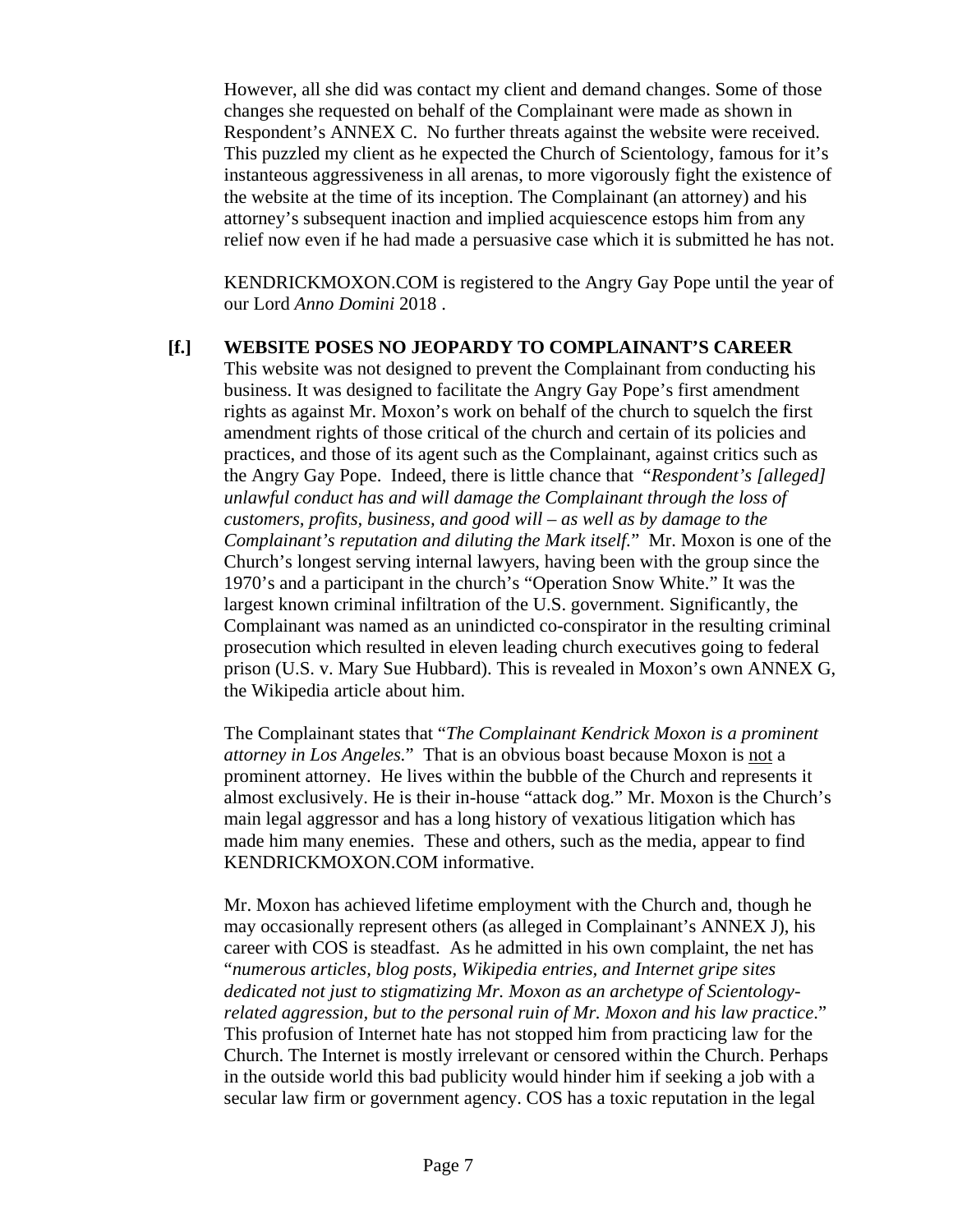However, all she did was contact my client and demand changes. Some of those changes she requested on behalf of the Complainant were made as shown in Respondent's ANNEX C. No further threats against the website were received. This puzzled my client as he expected the Church of Scientology, famous for it's instantaneous aggressiveness in all arenas, to more vigorously fight the existence of the website at the time of its inception. The Complainant (an attorney) and his attorney's subsequent inaction and implied acquiescence estops him from any relief now even if he had made a persuasive case which it is submitted he has not.

KENDRICKMOXON.COM is registered to the Angry Gay Pope until the year of our Lord *Anno Domini* 2018 .

**[f.] WEBSITE POSES NO JEOPARDY TO COMPLAINANT'S CAREER**

This website was not designed to prevent the Complainant from conducting his business. It was designed to facilitate the Angry Gay Pope's first amendment rights as against Mr. Moxon's work on behalf of the church to squelch the first amendment rights of those critical of the church and certain of its policies and practices, and those of its agent such as the Complainant, against critics such as the Angry Gay Pope. Indeed, there is little chance that "*Respondent's [alleged] unlawful conduct has and will damage the Complainant through the loss of customers, profits, business, and good will – as well as by damage to the Complainant's reputation and diluting the Mark itself.*" Mr. Moxon is one of the Church's longest serving internal lawyers, having been with the group since the 1970's and a participant in the church's "Operation Snow White." It was the largest known criminal infiltration of the U.S. government. Significantly, the Complainant was named as an unindicted co-conspirator in the resulting criminal prosecution which resulted in eleven leading church executives going to federal prison (U.S. v. Mary Sue Hubbard). This is revealed in Moxon's own ANNEX G, the Wikipedia article about him.

The Complainant states that "*The Complainant Kendrick Moxon is a prominent attorney in Los Angeles.*" That is an obvious boast because Moxon is <u>not</u> a prominent attorney. He lives within the bubble of the Church and represents it almost exclusively. He is their in-house "attack dog." Mr. Moxon is the Church's main legal aggressor and has a long history of vexatious litigation which has made him many enemies. These and others, such as the media, appear to find KENDRICKMOXON.COM informative.

Mr. Moxon has achieved lifetime employment with the Church and, though he may occasionally represent others (as alleged in Complainant's ANNEX J), his career with COS is steadfast. As he admitted in his own complaint, the net has "*numerous articles, blog posts, Wikipedia entries, and Internet gripe sites dedicated not just to stigmatizing Mr. Moxon as an archetype of Scientology-related aggression, but to the personal ruin of Mr. Moxon and his law practice*." This profusion of Internet hate has not stopped him from practicing law for the Church. The Internet is mostly irrelevant or censored within the Church. Perhaps in the outside world this bad publicity would hinder him if seeking a job with a secular law firm or government agency. COS has a toxic reputation in the legal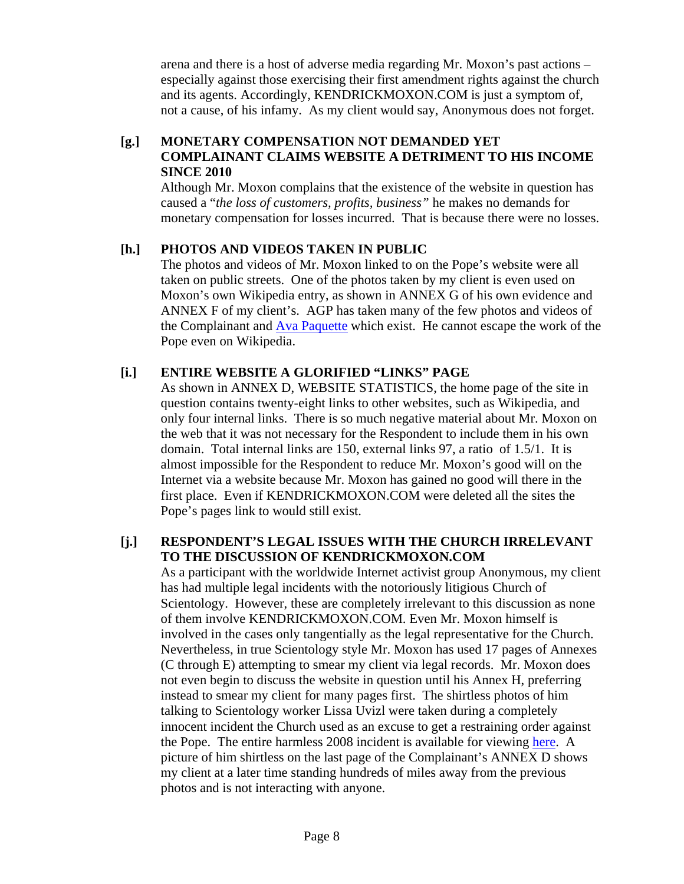arena and there is a host of adverse media regarding Mr. Moxon's past actions – especially against those exercising their first amendment rights against the church and its agents. Accordingly, KENDRICKMOXON.COM is just a symptom of, not a cause, of his infamy. As my client would say, Anonymous does not forget.

**[g.] MONETARY COMPENSATION NOT DEMANDED YET COMPLAINANT CLAIMS WEBSITE A DETRIMENT TO HIS INCOME SINCE 2010**

Although Mr. Moxon complains that the existence of the website in question has caused a "*the loss of customers, profits, business"* he makes no demands for monetary compensation for losses incurred. That is because there were no losses.

**[h.] PHOTOS AND VIDEOS TAKEN IN PUBLIC**

The photos and videos of Mr. Moxon linked to on the Pope's website were all taken on public streets. One of the photos taken by my client is even used on Moxon's own Wikipedia entry, as shown in ANNEX G of his own evidence and ANNEX F of my client's. AGP has taken many of the few photos and videos of the Complainant and Ava Paquette which exist. He cannot escape the work of the Pope even on Wikipedia.

**[i.] ENTIRE WEBSITE A GLORIFIED "LINKS" PAGE**

As shown in ANNEX D, WEBSITE STATISTICS, the home page of the site in question contains twenty-eight links to other websites, such as Wikipedia, and only four internal links. There is so much negative material about Mr. Moxon on the web that it was not necessary for the Respondent to include them in his own domain. Total internal links are 150, external links 97, a ratio of 1.5/1. It is almost impossible for the Respondent to reduce Mr. Moxon's good will on the Internet via a website because Mr. Moxon has gained no good will there in the first place. Even if KENDRICKMOXON.COM were deleted all the sites the Pope's pages link to would still exist.

**[j.] RESPONDENT'S LEGAL ISSUES WITH THE CHURCH IRRELEVANT TO THE DISCUSSION OF KENDRICKMOXON.COM**

As a participant with the worldwide Internet activist group Anonymous, my client has had multiple legal incidents with the notoriously litigious Church of Scientology. However, these are completely irrelevant to this discussion as none of them involve KENDRICKMOXON.COM. Even Mr. Moxon himself is involved in the cases only tangentially as the legal representative for the Church. Nevertheless, in true Scientology style Mr. Moxon has used 17 pages of Annexes (C through E) attempting to smear my client via legal records. Mr. Moxon does not even begin to discuss the website in question until his Annex H, preferring instead to smear my client for many pages first. The shirtless photos of him talking to Scientology worker Lissa Uvizl were taken during a completely innocent incident the Church used as an excuse to get a restraining order against the Pope. The entire harmless 2008 incident is available for viewing here. A picture of him shirtless on the last page of the Complainant's ANNEX D shows my client at a later time standing hundreds of miles away from the previous photos and is not interacting with anyone.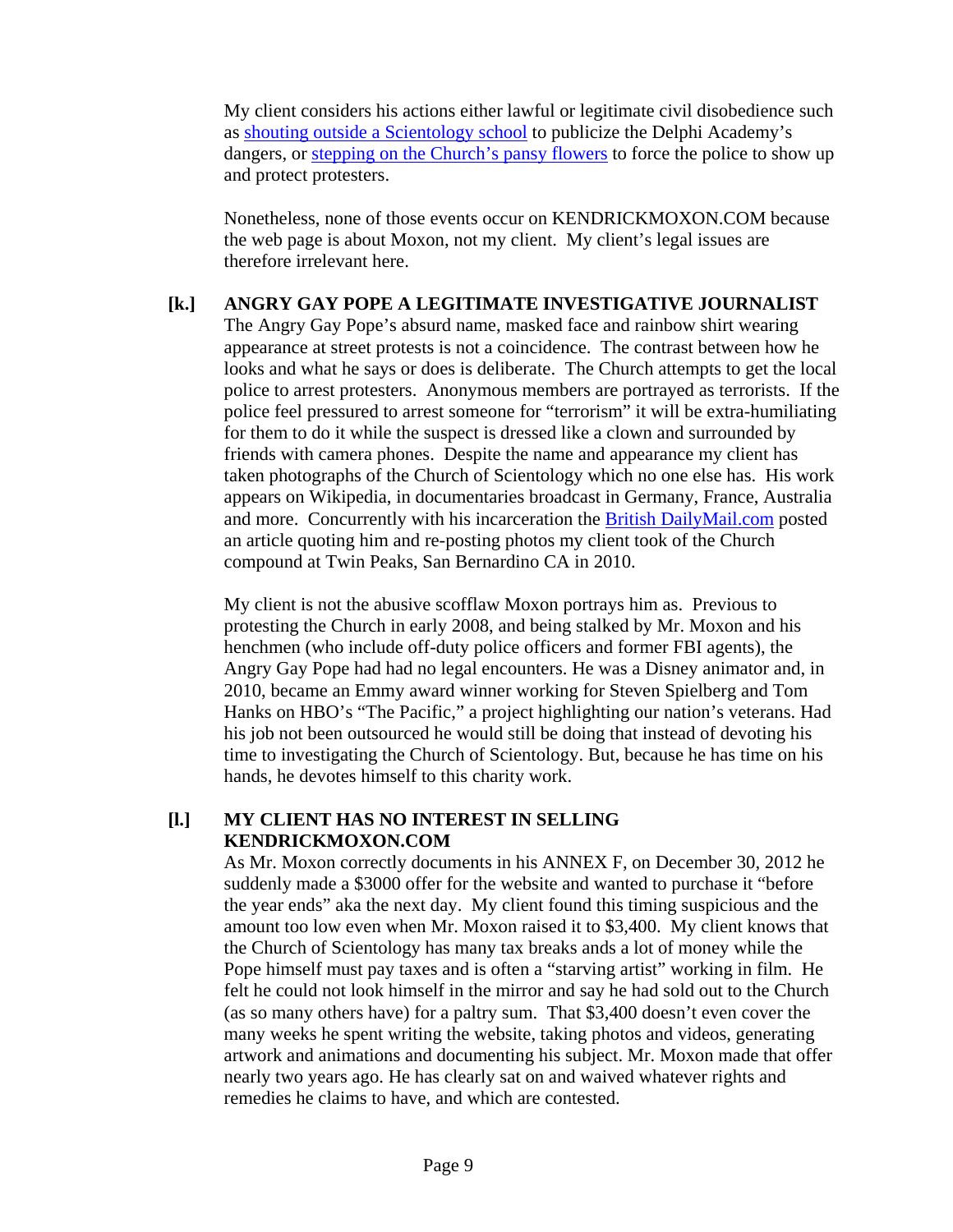My client considers his actions either lawful or legitimate civil disobedience such as shouting outside a Scientology school to publicize the Delphi Academy's dangers, or stepping on the Church's pansy flowers to force the police to show up and protect protesters.

Nonetheless, none of those events occur on KENDRICKMOXON.COM because the web page is about Moxon, not my client. My client's legal issues are therefore irrelevant here.

**[k.] ANGRY GAY POPE A LEGITIMATE INVESTIGATIVE JOURNALIST**

The Angry Gay Pope's absurd name, masked face and rainbow shirt wearing appearance at street protests is not a coincidence. The contrast between how he looks and what he says or does is deliberate. The Church attempts to get the local police to arrest protesters. Anonymous members are portrayed as terrorists. If the police feel pressured to arrest someone for "terrorism" it will be extra-humiliating for them to do it while the suspect is dressed like a clown and surrounded by friends with camera phones. Despite the name and appearance my client has taken photographs of the Church of Scientology which no one else has. His work appears on Wikipedia, in documentaries broadcast in Germany, France, Australia and more. Concurrently with his incarceration the British DailyMail.com posted an article quoting him and re-posting photos my client took of the Church compound at Twin Peaks, San Bernardino CA in 2010.

My client is not the abusive scofflaw Moxon portrays him as. Previous to protesting the Church in early 2008, and being stalked by Mr. Moxon and his henchmen (who include off-duty police officers and former FBI agents), the Angry Gay Pope had had no legal encounters. He was a Disney animator and, in 2010, became an Emmy award winner working for Steven Spielberg and Tom Hanks on HBO's "The Pacific," a project highlighting our nation's veterans. Had his job not been outsourced he would still be doing that instead of devoting his time to investigating the Church of Scientology. But, because he has time on his hands, he devotes himself to this charity work.

**[l.] MY CLIENT HAS NO INTEREST IN SELLING KENDRICKMOXON.COM**

As Mr. Moxon correctly documents in his ANNEX F, on December 30, 2012 he suddenly made a $3000 offer for the website and wanted to purchase it "before the year ends" aka the next day. My client found this timing suspicious and the amount too low even when Mr. Moxon raised it to $3,400. My client knows that the Church of Scientology has many tax breaks ands a lot of money while the Pope himself must pay taxes and is often a "starving artist" working in film. He felt he could not look himself in the mirror and say he had sold out to the Church (as so many others have) for a paltry sum. That $3,400 doesn't even cover the many weeks he spent writing the website, taking photos and videos, generating artwork and animations and documenting his subject. Mr. Moxon made that offer nearly two years ago. He has clearly sat on and waived whatever rights and remedies he claims to have, and which are contested.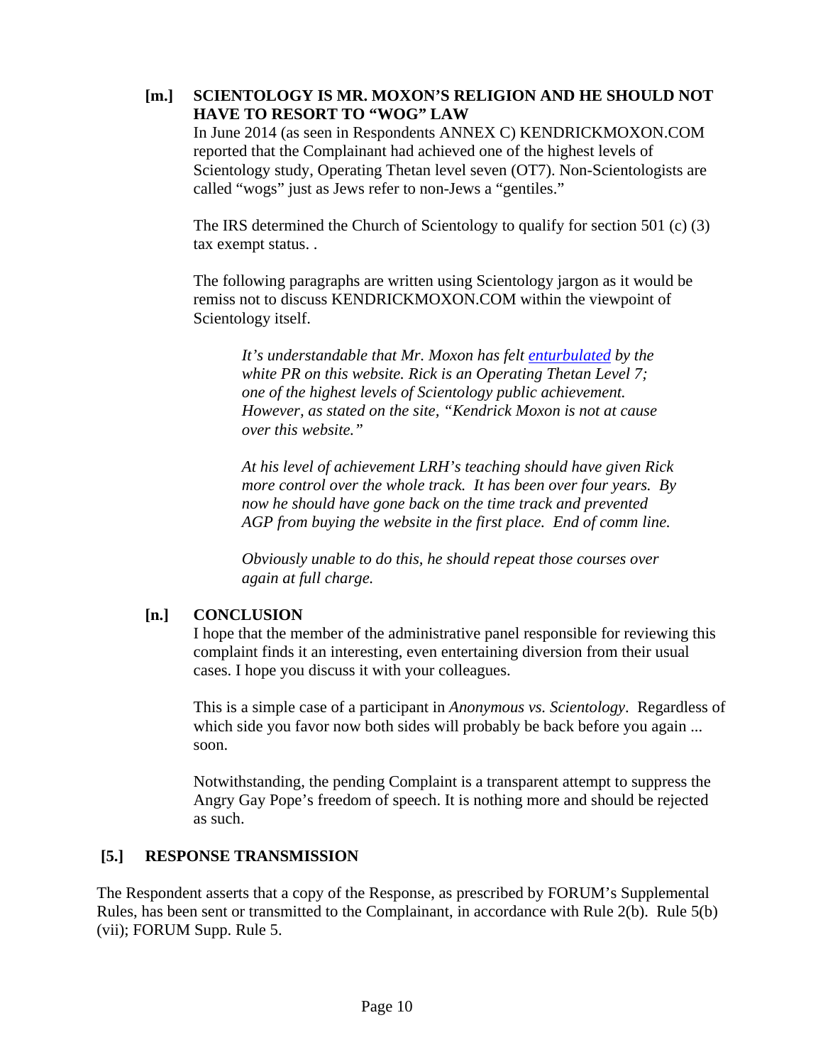### [m.] SCIENTOLOGY IS MR. MOXON'S RELIGION AND HE SHOULD NOT HAVE TO RESORT TO "WOG" LAW

In June 2014 (as seen in Respondents ANNEX C) KENDRICKMOXON.COM reported that the Complainant had achieved one of the highest levels of Scientology study, Operating Thetan level seven (OT7). Non-Scientologists are called "wogs" just as Jews refer to non-Jews a "gentiles."

The IRS determined the Church of Scientology to qualify for section 501 (c) (3) tax exempt status. .

The following paragraphs are written using Scientology jargon as it would be remiss not to discuss KENDRICKMOXON.COM within the viewpoint of Scientology itself.

> *It's understandable that Mr. Moxon has felt enturbulated by the white PR on this website. Rick is an Operating Thetan Level 7; one of the highest levels of Scientology public achievement. However, as stated on the site, "Kendrick Moxon is not at cause over this website."*
>
> *At his level of achievement LRH's teaching should have given Rick more control over the whole track. It has been over four years. By now he should have gone back on the time track and prevented AGP from buying the website in the first place. End of comm line.*
>
> *Obviously unable to do this, he should repeat those courses over again at full charge.*

### [n.] CONCLUSION

I hope that the member of the administrative panel responsible for reviewing this complaint finds it an interesting, even entertaining diversion from their usual cases. I hope you discuss it with your colleagues.

This is a simple case of a participant in *Anonymous vs. Scientology*. Regardless of which side you favor now both sides will probably be back before you again ... soon.

Notwithstanding, the pending Complaint is a transparent attempt to suppress the Angry Gay Pope's freedom of speech. It is nothing more and should be rejected as such.

## [5.] RESPONSE TRANSMISSION

The Respondent asserts that a copy of the Response, as prescribed by FORUM's Supplemental Rules, has been sent or transmitted to the Complainant, in accordance with Rule 2(b). Rule 5(b)(vii); FORUM Supp. Rule 5.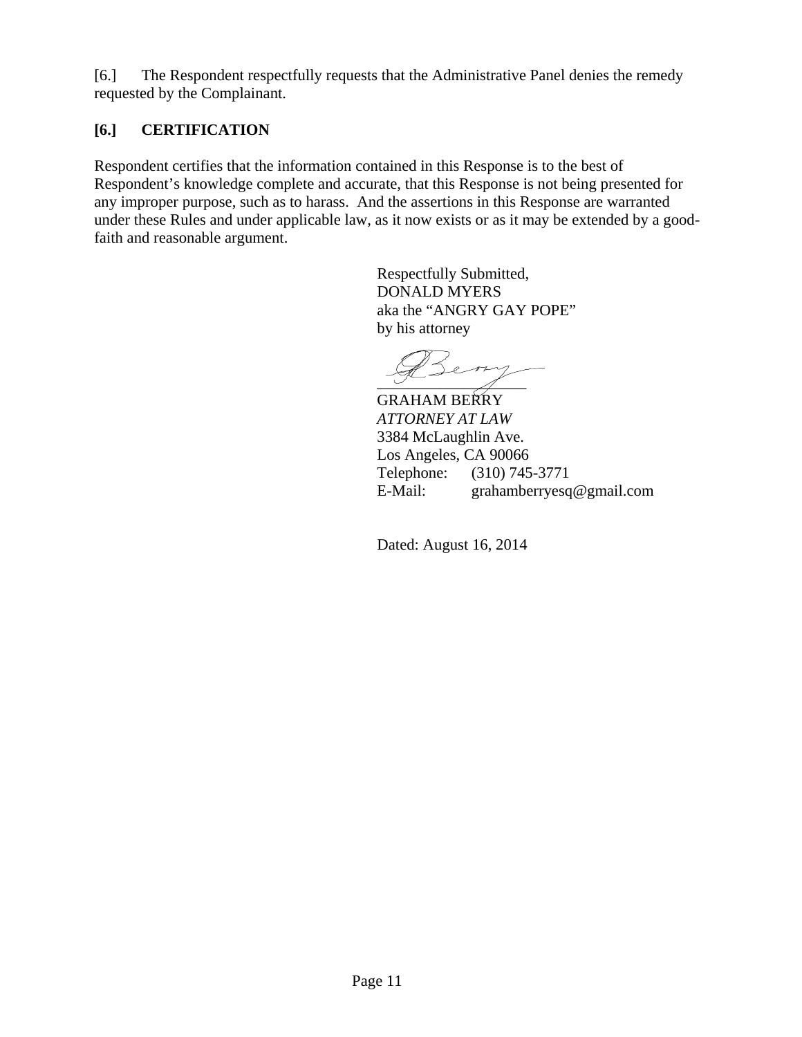[6.] The Respondent respectfully requests that the Administrative Panel denies the remedy requested by the Complainant.

## [6.] CERTIFICATION

Respondent certifies that the information contained in this Response is to the best of Respondent's knowledge complete and accurate, that this Response is not being presented for any improper purpose, such as to harass. And the assertions in this Response are warranted under these Rules and under applicable law, as it now exists or as it may be extended by a good-faith and reasonable argument.

Respectfully Submitted,
DONALD MYERS
aka the "ANGRY GAY POPE"
by his attorney

\_\_\_\_\_\_\_\_\_\_\_\_\_\_\_\_\_\_\_\_
GRAHAM BERRY
*ATTORNEY AT LAW*
3384 McLaughlin Ave.
Los Angeles, CA 90066
Telephone: (310) 745-3771
E-Mail: grahamberryesq@gmail.com

Dated: August 16, 2014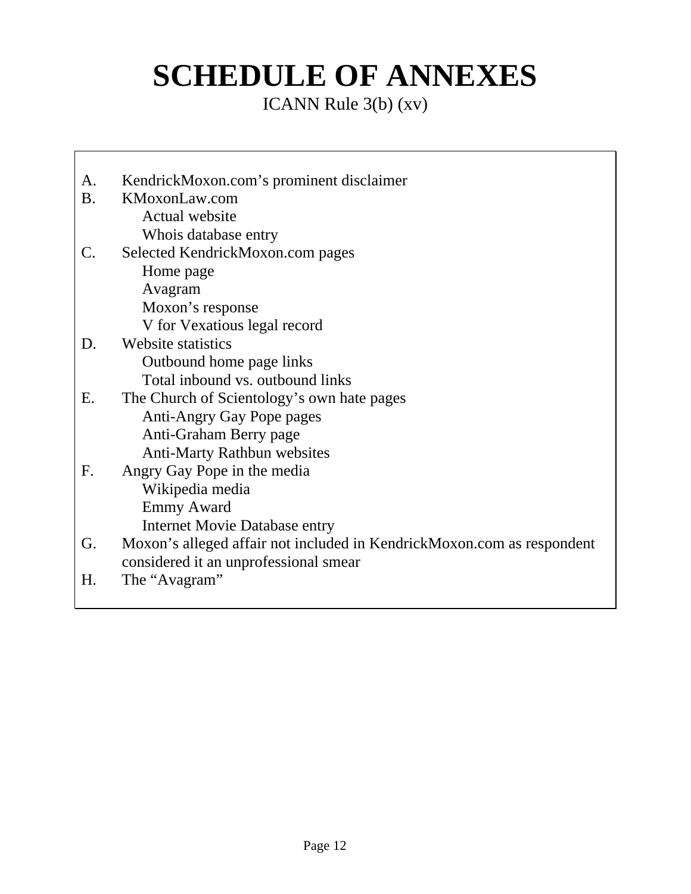# SCHEDULE OF ANNEXES

ICANN Rule 3(b) (xv)

A. KendrickMoxon.com's prominent disclaimer

B. KMoxonLaw.com
   - Actual website
   - Whois database entry

C. Selected KendrickMoxon.com pages
   - Home page
   - Avagram
   - Moxon's response
   - V for Vexatious legal record

D. Website statistics
   - Outbound home page links
   - Total inbound vs. outbound links

E. The Church of Scientology's own hate pages
   - Anti-Angry Gay Pope pages
   - Anti-Graham Berry page
   - Anti-Marty Rathbun websites

F. Angry Gay Pope in the media
   - Wikipedia media
   - Emmy Award
   - Internet Movie Database entry

G. Moxon's alleged affair not included in KendrickMoxon.com as respondent considered it an unprofessional smear

H. The "Avagram"